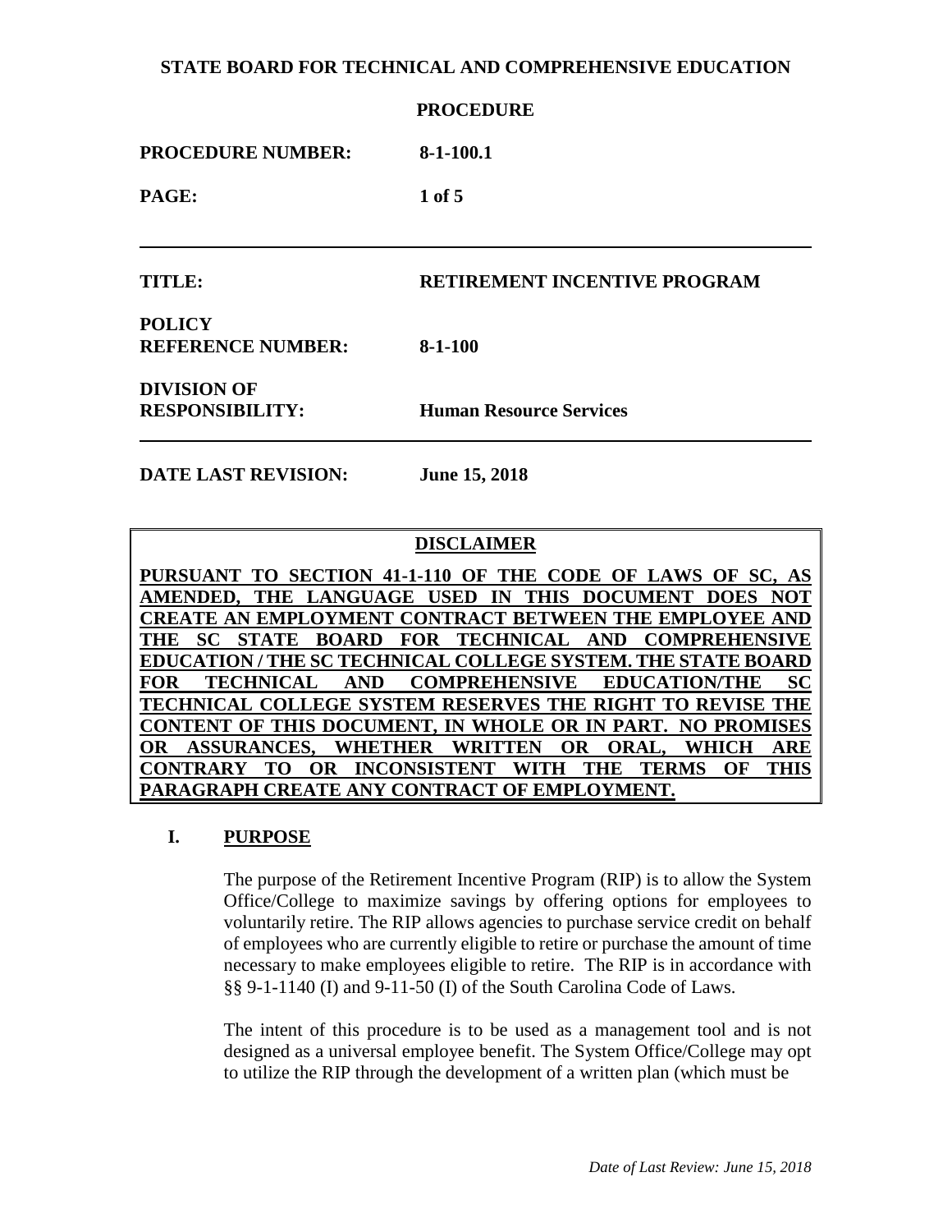**STATE BOARD FOR TECHNICAL AND COMPREHENSIVE EDUCATION**

**PROCEDURE**

| | |
|---|---|
| **PROCEDURE NUMBER:** | **8-1-100.1** |
| **PAGE:** | **1 of 5** |
| **TITLE:** | **RETIREMENT INCENTIVE PROGRAM** |
| **POLICY REFERENCE NUMBER:** | **8-1-100** |
| **DIVISION OF RESPONSIBILITY:** | **Human Resource Services** |
| **DATE LAST REVISION:** | **June 15, 2018** |

**DISCLAIMER**

**PURSUANT TO SECTION 41-1-110 OF THE CODE OF LAWS OF SC, AS AMENDED, THE LANGUAGE USED IN THIS DOCUMENT DOES NOT CREATE AN EMPLOYMENT CONTRACT BETWEEN THE EMPLOYEE AND THE SC STATE BOARD FOR TECHNICAL AND COMPREHENSIVE EDUCATION / THE SC TECHNICAL COLLEGE SYSTEM. THE STATE BOARD FOR TECHNICAL AND COMPREHENSIVE EDUCATION/THE SC TECHNICAL COLLEGE SYSTEM RESERVES THE RIGHT TO REVISE THE CONTENT OF THIS DOCUMENT, IN WHOLE OR IN PART. NO PROMISES OR ASSURANCES, WHETHER WRITTEN OR ORAL, WHICH ARE CONTRARY TO OR INCONSISTENT WITH THE TERMS OF THIS PARAGRAPH CREATE ANY CONTRACT OF EMPLOYMENT.**

## I. PURPOSE

The purpose of the Retirement Incentive Program (RIP) is to allow the System Office/College to maximize savings by offering options for employees to voluntarily retire. The RIP allows agencies to purchase service credit on behalf of employees who are currently eligible to retire or purchase the amount of time necessary to make employees eligible to retire. The RIP is in accordance with §§ 9-1-1140 (I) and 9-11-50 (I) of the South Carolina Code of Laws.

The intent of this procedure is to be used as a management tool and is not designed as a universal employee benefit. The System Office/College may opt to utilize the RIP through the development of a written plan (which must be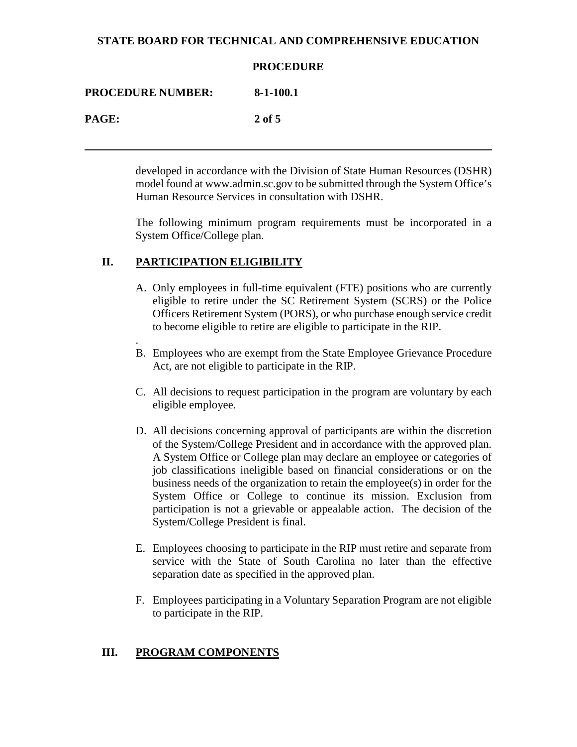developed in accordance with the Division of State Human Resources (DSHR) model found at www.admin.sc.gov to be submitted through the System Office's Human Resource Services in consultation with DSHR.

The following minimum program requirements must be incorporated in a System Office/College plan.

## II. PARTICIPATION ELIGIBILITY

A. Only employees in full-time equivalent (FTE) positions who are currently eligible to retire under the SC Retirement System (SCRS) or the Police Officers Retirement System (PORS), or who purchase enough service credit to become eligible to retire are eligible to participate in the RIP.

B. Employees who are exempt from the State Employee Grievance Procedure Act, are not eligible to participate in the RIP.

C. All decisions to request participation in the program are voluntary by each eligible employee.

D. All decisions concerning approval of participants are within the discretion of the System/College President and in accordance with the approved plan. A System Office or College plan may declare an employee or categories of job classifications ineligible based on financial considerations or on the business needs of the organization to retain the employee(s) in order for the System Office or College to continue its mission. Exclusion from participation is not a grievable or appealable action. The decision of the System/College President is final.

E. Employees choosing to participate in the RIP must retire and separate from service with the State of South Carolina no later than the effective separation date as specified in the approved plan.

F. Employees participating in a Voluntary Separation Program are not eligible to participate in the RIP.

## III. PROGRAM COMPONENTS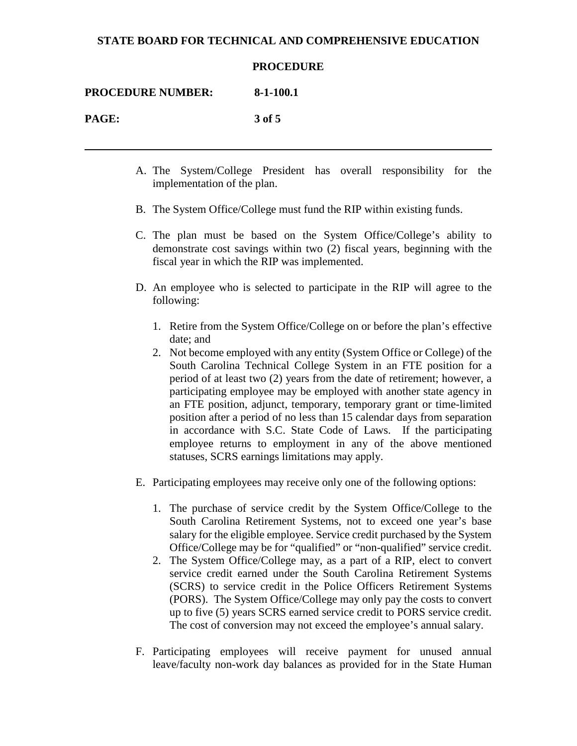A. The System/College President has overall responsibility for the implementation of the plan.

B. The System Office/College must fund the RIP within existing funds.

C. The plan must be based on the System Office/College's ability to demonstrate cost savings within two (2) fiscal years, beginning with the fiscal year in which the RIP was implemented.

D. An employee who is selected to participate in the RIP will agree to the following:

   1. Retire from the System Office/College on or before the plan's effective date; and
   2. Not become employed with any entity (System Office or College) of the South Carolina Technical College System in an FTE position for a period of at least two (2) years from the date of retirement; however, a participating employee may be employed with another state agency in an FTE position, adjunct, temporary, temporary grant or time-limited position after a period of no less than 15 calendar days from separation in accordance with S.C. State Code of Laws. If the participating employee returns to employment in any of the above mentioned statuses, SCRS earnings limitations may apply.

E. Participating employees may receive only one of the following options:

   1. The purchase of service credit by the System Office/College to the South Carolina Retirement Systems, not to exceed one year's base salary for the eligible employee. Service credit purchased by the System Office/College may be for "qualified" or "non-qualified" service credit.
   2. The System Office/College may, as a part of a RIP, elect to convert service credit earned under the South Carolina Retirement Systems (SCRS) to service credit in the Police Officers Retirement Systems (PORS). The System Office/College may only pay the costs to convert up to five (5) years SCRS earned service credit to PORS service credit. The cost of conversion may not exceed the employee's annual salary.

F. Participating employees will receive payment for unused annual leave/faculty non-work day balances as provided for in the State Human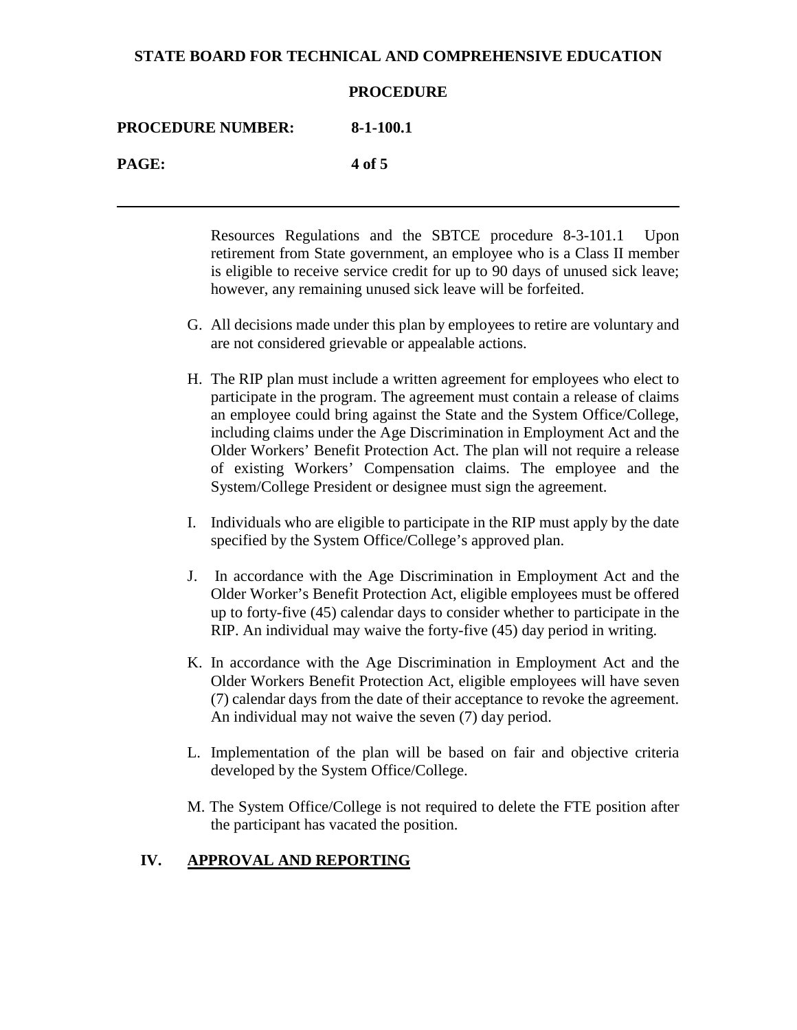Resources Regulations and the SBTCE procedure 8-3-101.1 Upon retirement from State government, an employee who is a Class II member is eligible to receive service credit for up to 90 days of unused sick leave; however, any remaining unused sick leave will be forfeited.

G. All decisions made under this plan by employees to retire are voluntary and are not considered grievable or appealable actions.

H. The RIP plan must include a written agreement for employees who elect to participate in the program. The agreement must contain a release of claims an employee could bring against the State and the System Office/College, including claims under the Age Discrimination in Employment Act and the Older Workers' Benefit Protection Act. The plan will not require a release of existing Workers' Compensation claims. The employee and the System/College President or designee must sign the agreement.

I. Individuals who are eligible to participate in the RIP must apply by the date specified by the System Office/College's approved plan.

J. In accordance with the Age Discrimination in Employment Act and the Older Worker's Benefit Protection Act, eligible employees must be offered up to forty-five (45) calendar days to consider whether to participate in the RIP. An individual may waive the forty-five (45) day period in writing.

K. In accordance with the Age Discrimination in Employment Act and the Older Workers Benefit Protection Act, eligible employees will have seven (7) calendar days from the date of their acceptance to revoke the agreement. An individual may not waive the seven (7) day period.

L. Implementation of the plan will be based on fair and objective criteria developed by the System Office/College.

M. The System Office/College is not required to delete the FTE position after the participant has vacated the position.

## IV. APPROVAL AND REPORTING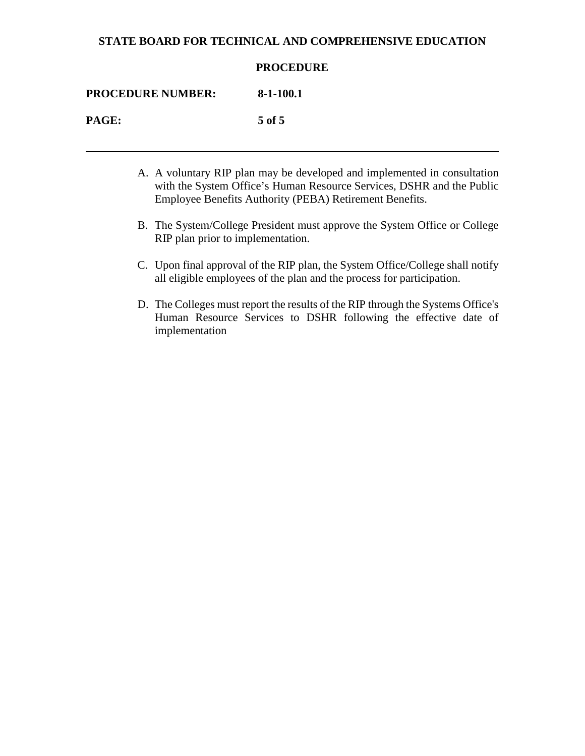A. A voluntary RIP plan may be developed and implemented in consultation with the System Office's Human Resource Services, DSHR and the Public Employee Benefits Authority (PEBA) Retirement Benefits.

B. The System/College President must approve the System Office or College RIP plan prior to implementation.

C. Upon final approval of the RIP plan, the System Office/College shall notify all eligible employees of the plan and the process for participation.

D. The Colleges must report the results of the RIP through the Systems Office's Human Resource Services to DSHR following the effective date of implementation